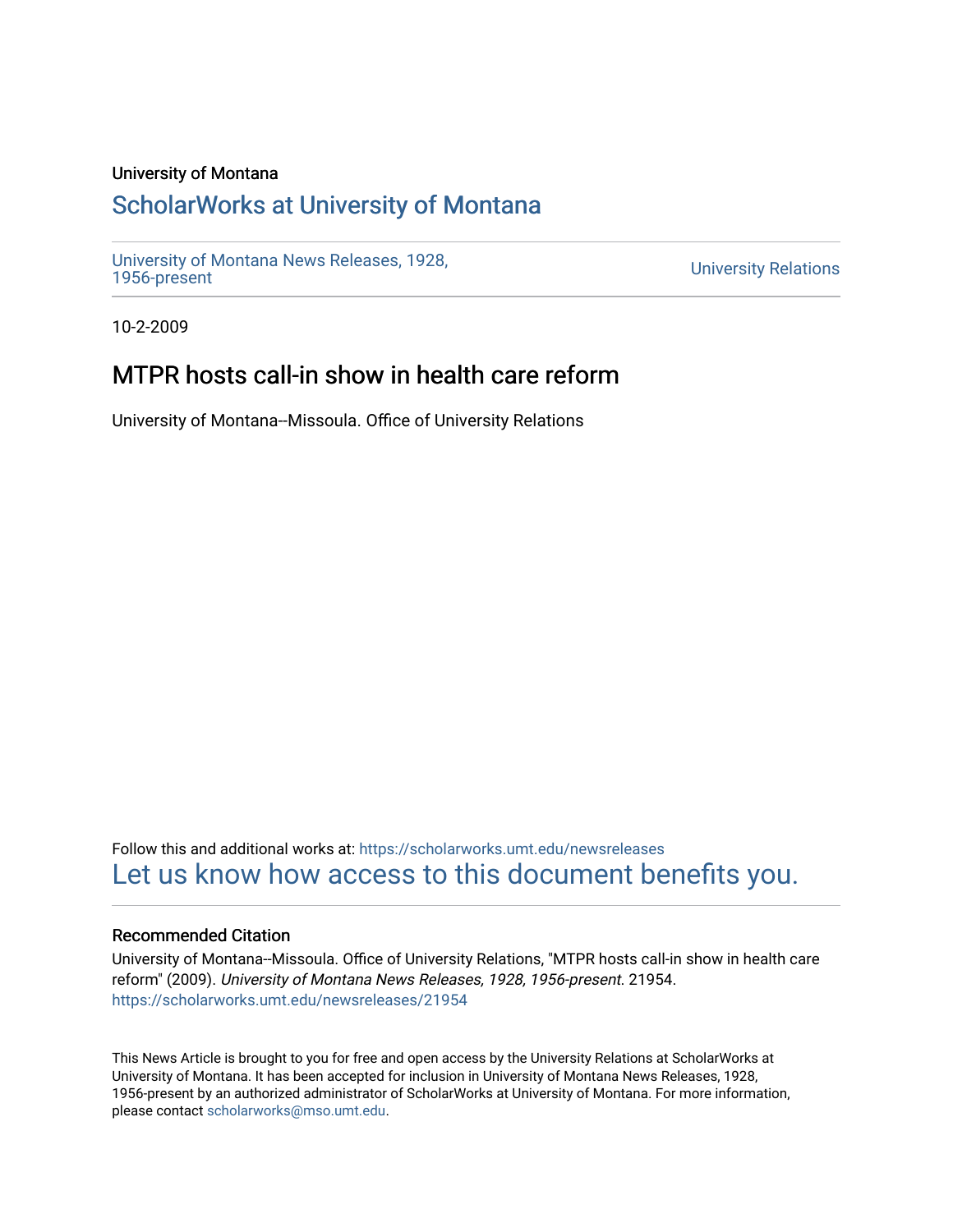University of Montana

# ScholarWorks at University of Montana

University of Montana News Releases, 1928, 1956-present

University Relations

10-2-2009

## MTPR hosts call-in show in health care reform

University of Montana--Missoula. Office of University Relations

Follow this and additional works at: https://scholarworks.umt.edu/newsreleases

Let us know how access to this document benefits you.

### Recommended Citation

University of Montana--Missoula. Office of University Relations, "MTPR hosts call-in show in health care reform" (2009). *University of Montana News Releases, 1928, 1956-present*. 21954.
https://scholarworks.umt.edu/newsreleases/21954

This News Article is brought to you for free and open access by the University Relations at ScholarWorks at University of Montana. It has been accepted for inclusion in University of Montana News Releases, 1928, 1956-present by an authorized administrator of ScholarWorks at University of Montana. For more information, please contact scholarworks@mso.umt.edu.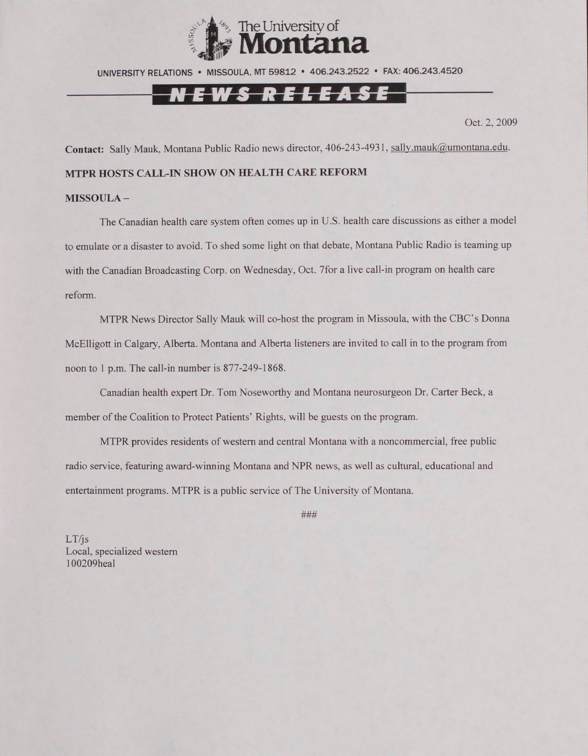The University of Montana

UNIVERSITY RELATIONS • MISSOULA, MT 59812 • 406.243.2522 • FAX: 406.243.4520

NEWS RELEASE

Oct. 2, 2009

**Contact:** Sally Mauk, Montana Public Radio news director, 406-243-4931, sally.mauk@umontana.edu.

**MTPR HOSTS CALL-IN SHOW ON HEALTH CARE REFORM**

**MISSOULA –**

The Canadian health care system often comes up in U.S. health care discussions as either a model to emulate or a disaster to avoid. To shed some light on that debate, Montana Public Radio is teaming up with the Canadian Broadcasting Corp. on Wednesday, Oct. 7for a live call-in program on health care reform.

MTPR News Director Sally Mauk will co-host the program in Missoula, with the CBC's Donna McElligott in Calgary, Alberta. Montana and Alberta listeners are invited to call in to the program from noon to 1 p.m. The call-in number is 877-249-1868.

Canadian health expert Dr. Tom Noseworthy and Montana neurosurgeon Dr. Carter Beck, a member of the Coalition to Protect Patients' Rights, will be guests on the program.

MTPR provides residents of western and central Montana with a noncommercial, free public radio service, featuring award-winning Montana and NPR news, as well as cultural, educational and entertainment programs. MTPR is a public service of The University of Montana.

###

LT/js
Local, specialized western
100209heal